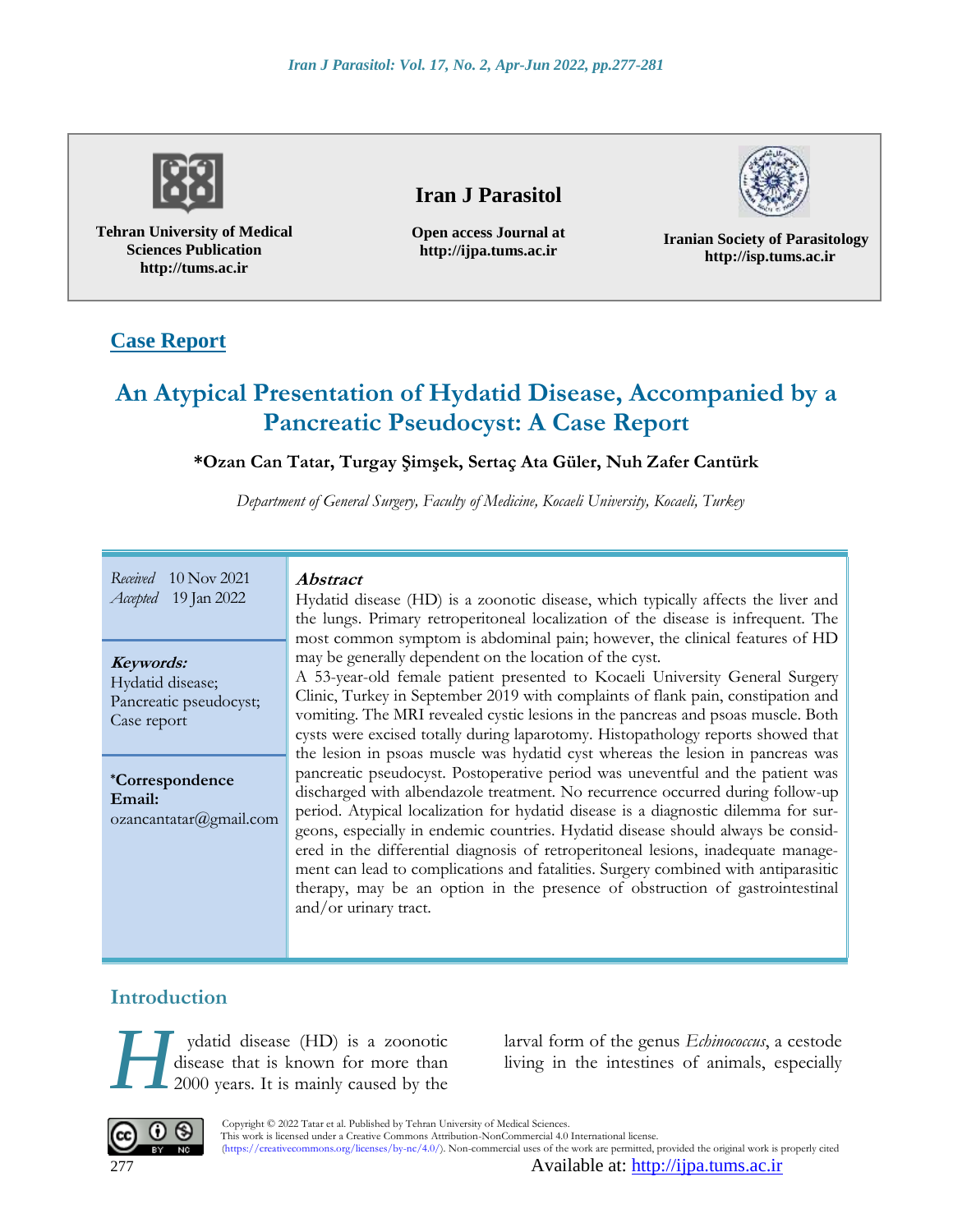Tehran University of Medical Sciences Publication
http://tums.ac.ir

**Iran J Parasitol**

Open access Journal at
http://ijpa.tums.ac.ir

Iranian Society of Parasitology
http://isp.tums.ac.ir

**Case Report**

# An Atypical Presentation of Hydatid Disease, Accompanied by a Pancreatic Pseudocyst: A Case Report

**\*Ozan Can Tatar, Turgay Şimşek, Sertaç Ata Güler, Nuh Zafer Cantürk**

*Department of General Surgery, Faculty of Medicine, Kocaeli University, Kocaeli, Turkey*

*Received* 10 Nov 2021
*Accepted* 19 Jan 2022

**Keywords:**
Hydatid disease;
Pancreatic pseudocyst;
Case report

**\*Correspondence Email:**
ozancantatar@gmail.com

## Abstract

Hydatid disease (HD) is a zoonotic disease, which typically affects the liver and the lungs. Primary retroperitoneal localization of the disease is infrequent. The most common symptom is abdominal pain; however, the clinical features of HD may be generally dependent on the location of the cyst.

A 53-year-old female patient presented to Kocaeli University General Surgery Clinic, Turkey in September 2019 with complaints of flank pain, constipation and vomiting. The MRI revealed cystic lesions in the pancreas and psoas muscle. Both cysts were excised totally during laparotomy. Histopathology reports showed that the lesion in psoas muscle was hydatid cyst whereas the lesion in pancreas was pancreatic pseudocyst. Postoperative period was uneventful and the patient was discharged with albendazole treatment. No recurrence occurred during follow-up period. Atypical localization for hydatid disease is a diagnostic dilemma for surgeons, especially in endemic countries. Hydatid disease should always be considered in the differential diagnosis of retroperitoneal lesions, inadequate management can lead to complications and fatalities. Surgery combined with antiparasitic therapy, may be an option in the presence of obstruction of gastrointestinal and/or urinary tract.

## Introduction

Hydatid disease (HD) is a zoonotic disease that is known for more than 2000 years. It is mainly caused by the larval form of the genus *Echinococcus*, a cestode living in the intestines of animals, especially

Copyright © 2022 Tatar et al. Published by Tehran University of Medical Sciences.
This work is licensed under a Creative Commons Attribution-NonCommercial 4.0 International license.
(https://creativecommons.org/licenses/by-nc/4.0/). Non-commercial uses of the work are permitted, provided the original work is properly cited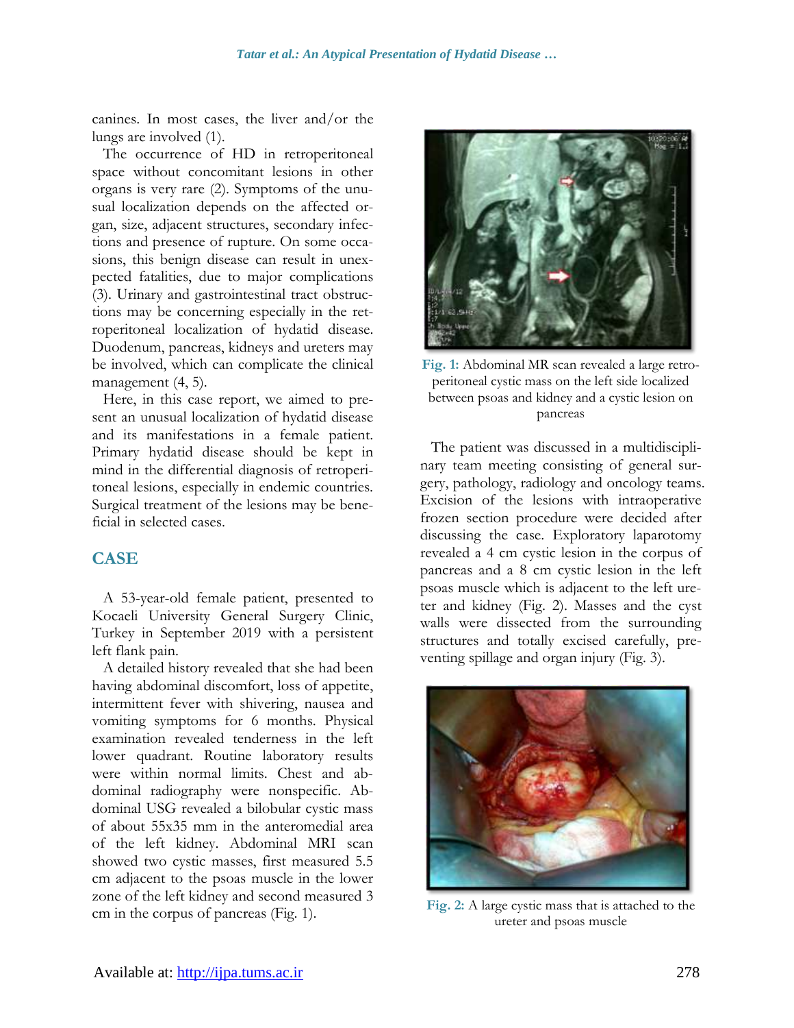canines. In most cases, the liver and/or the lungs are involved (1).

The occurrence of HD in retroperitoneal space without concomitant lesions in other organs is very rare (2). Symptoms of the unusual localization depends on the affected organ, size, adjacent structures, secondary infections and presence of rupture. On some occasions, this benign disease can result in unexpected fatalities, due to major complications (3). Urinary and gastrointestinal tract obstructions may be concerning especially in the retroperitoneal localization of hydatid disease. Duodenum, pancreas, kidneys and ureters may be involved, which can complicate the clinical management (4, 5).

Here, in this case report, we aimed to present an unusual localization of hydatid disease and its manifestations in a female patient. Primary hydatid disease should be kept in mind in the differential diagnosis of retroperitoneal lesions, especially in endemic countries. Surgical treatment of the lesions may be beneficial in selected cases.

## CASE

A 53-year-old female patient, presented to Kocaeli University General Surgery Clinic, Turkey in September 2019 with a persistent left flank pain.

A detailed history revealed that she had been having abdominal discomfort, loss of appetite, intermittent fever with shivering, nausea and vomiting symptoms for 6 months. Physical examination revealed tenderness in the left lower quadrant. Routine laboratory results were within normal limits. Chest and abdominal radiography were nonspecific. Abdominal USG revealed a bilobular cystic mass of about 55x35 mm in the anteromedial area of the left kidney. Abdominal MRI scan showed two cystic masses, first measured 5.5 cm adjacent to the psoas muscle in the lower zone of the left kidney and second measured 3 cm in the corpus of pancreas (Fig. 1).

**Fig. 1:** Abdominal MR scan revealed a large retroperitoneal cystic mass on the left side localized between psoas and kidney and a cystic lesion on pancreas

The patient was discussed in a multidisciplinary team meeting consisting of general surgery, pathology, radiology and oncology teams. Excision of the lesions with intraoperative frozen section procedure were decided after discussing the case. Exploratory laparotomy revealed a 4 cm cystic lesion in the corpus of pancreas and a 8 cm cystic lesion in the left psoas muscle which is adjacent to the left ureter and kidney (Fig. 2). Masses and the cyst walls were dissected from the surrounding structures and totally excised carefully, preventing spillage and organ injury (Fig. 3).

**Fig. 2:** A large cystic mass that is attached to the ureter and psoas muscle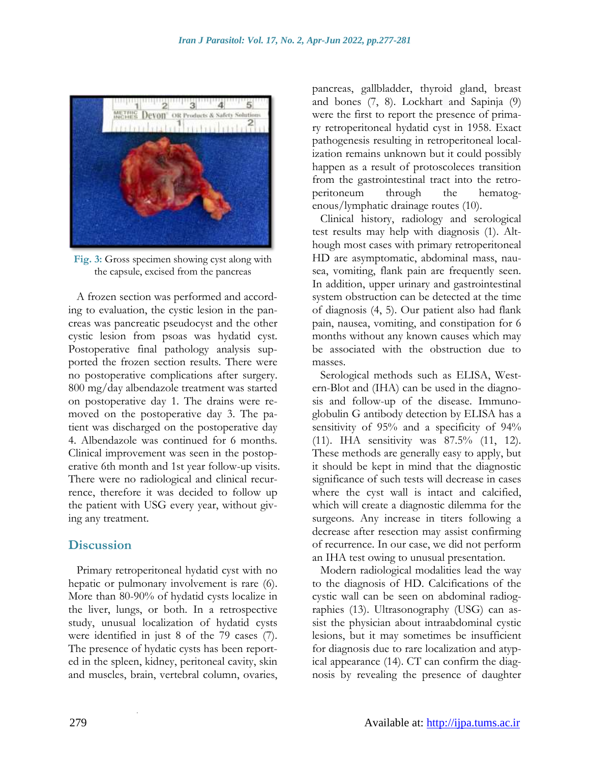Fig. 3: Gross specimen showing cyst along with the capsule, excised from the pancreas

A frozen section was performed and according to evaluation, the cystic lesion in the pancreas was pancreatic pseudocyst and the other cystic lesion from psoas was hydatid cyst. Postoperative final pathology analysis supported the frozen section results. There were no postoperative complications after surgery. 800 mg/day albendazole treatment was started on postoperative day 1. The drains were removed on the postoperative day 3. The patient was discharged on the postoperative day 4. Albendazole was continued for 6 months. Clinical improvement was seen in the postoperative 6th month and 1st year follow-up visits. There were no radiological and clinical recurrence, therefore it was decided to follow up the patient with USG every year, without giving any treatment.

## Discussion

Primary retroperitoneal hydatid cyst with no hepatic or pulmonary involvement is rare (6). More than 80-90% of hydatid cysts localize in the liver, lungs, or both. In a retrospective study, unusual localization of hydatid cysts were identified in just 8 of the 79 cases (7). The presence of hydatic cysts has been reported in the spleen, kidney, peritoneal cavity, skin and muscles, brain, vertebral column, ovaries, pancreas, gallbladder, thyroid gland, breast and bones (7, 8). Lockhart and Sapinja (9) were the first to report the presence of primary retroperitoneal hydatid cyst in 1958. Exact pathogenesis resulting in retroperitoneal localization remains unknown but it could possibly happen as a result of protoscoleces transition from the gastrointestinal tract into the retroperitoneum through the hematogenous/lymphatic drainage routes (10).

Clinical history, radiology and serological test results may help with diagnosis (1). Although most cases with primary retroperitoneal HD are asymptomatic, abdominal mass, nausea, vomiting, flank pain are frequently seen. In addition, upper urinary and gastrointestinal system obstruction can be detected at the time of diagnosis (4, 5). Our patient also had flank pain, nausea, vomiting, and constipation for 6 months without any known causes which may be associated with the obstruction due to masses.

Serological methods such as ELISA, Western-Blot and (IHA) can be used in the diagnosis and follow-up of the disease. Immunoglobulin G antibody detection by ELISA has a sensitivity of 95% and a specificity of 94% (11). IHA sensitivity was 87.5% (11, 12). These methods are generally easy to apply, but it should be kept in mind that the diagnostic significance of such tests will decrease in cases where the cyst wall is intact and calcified, which will create a diagnostic dilemma for the surgeons. Any increase in titers following a decrease after resection may assist confirming of recurrence. In our case, we did not perform an IHA test owing to unusual presentation.

Modern radiological modalities lead the way to the diagnosis of HD. Calcifications of the cystic wall can be seen on abdominal radiographies (13). Ultrasonography (USG) can assist the physician about intraabdominal cystic lesions, but it may sometimes be insufficient for diagnosis due to rare localization and atypical appearance (14). CT can confirm the diagnosis by revealing the presence of daughter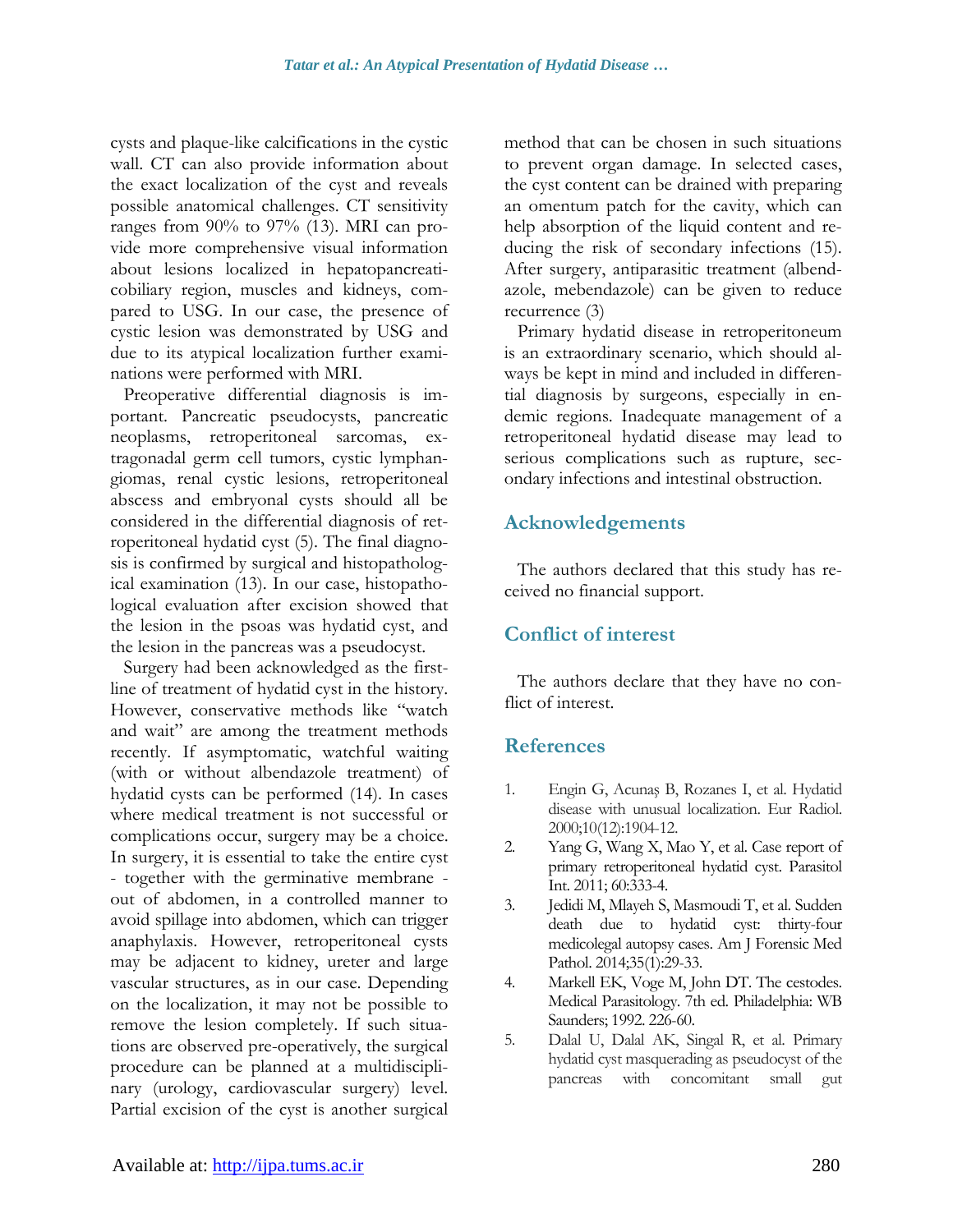cysts and plaque-like calcifications in the cystic wall. CT can also provide information about the exact localization of the cyst and reveals possible anatomical challenges. CT sensitivity ranges from 90% to 97% (13). MRI can provide more comprehensive visual information about lesions localized in hepatopancreaticobiliary region, muscles and kidneys, compared to USG. In our case, the presence of cystic lesion was demonstrated by USG and due to its atypical localization further examinations were performed with MRI.

Preoperative differential diagnosis is important. Pancreatic pseudocysts, pancreatic neoplasms, retroperitoneal sarcomas, extragonadal germ cell tumors, cystic lymphangiomas, renal cystic lesions, retroperitoneal abscess and embryonal cysts should all be considered in the differential diagnosis of retroperitoneal hydatid cyst (5). The final diagnosis is confirmed by surgical and histopathological examination (13). In our case, histopathological evaluation after excision showed that the lesion in the psoas was hydatid cyst, and the lesion in the pancreas was a pseudocyst.

Surgery had been acknowledged as the first-line of treatment of hydatid cyst in the history. However, conservative methods like "watch and wait" are among the treatment methods recently. If asymptomatic, watchful waiting (with or without albendazole treatment) of hydatid cysts can be performed (14). In cases where medical treatment is not successful or complications occur, surgery may be a choice. In surgery, it is essential to take the entire cyst - together with the germinative membrane - out of abdomen, in a controlled manner to avoid spillage into abdomen, which can trigger anaphylaxis. However, retroperitoneal cysts may be adjacent to kidney, ureter and large vascular structures, as in our case. Depending on the localization, it may not be possible to remove the lesion completely. If such situations are observed pre-operatively, the surgical procedure can be planned at a multidisciplinary (urology, cardiovascular surgery) level. Partial excision of the cyst is another surgical method that can be chosen in such situations to prevent organ damage. In selected cases, the cyst content can be drained with preparing an omentum patch for the cavity, which can help absorption of the liquid content and reducing the risk of secondary infections (15). After surgery, antiparasitic treatment (albendazole, mebendazole) can be given to reduce recurrence (3)

Primary hydatid disease in retroperitoneum is an extraordinary scenario, which should always be kept in mind and included in differential diagnosis by surgeons, especially in endemic regions. Inadequate management of a retroperitoneal hydatid disease may lead to serious complications such as rupture, secondary infections and intestinal obstruction.

## Acknowledgements

The authors declared that this study has received no financial support.

## Conflict of interest

The authors declare that they have no conflict of interest.

## References

1. Engin G, Acunaş B, Rozanes I, et al. Hydatid disease with unusual localization. Eur Radiol. 2000;10(12):1904-12.
2. Yang G, Wang X, Mao Y, et al. Case report of primary retroperitoneal hydatid cyst. Parasitol Int. 2011; 60:333-4.
3. Jedidi M, Mlayeh S, Masmoudi T, et al. Sudden death due to hydatid cyst: thirty-four medicolegal autopsy cases. Am J Forensic Med Pathol. 2014;35(1):29-33.
4. Markell EK, Voge M, John DT. The cestodes. Medical Parasitology. 7th ed. Philadelphia: WB Saunders; 1992. 226-60.
5. Dalal U, Dalal AK, Singal R, et al. Primary hydatid cyst masquerading as pseudocyst of the pancreas with concomitant small gut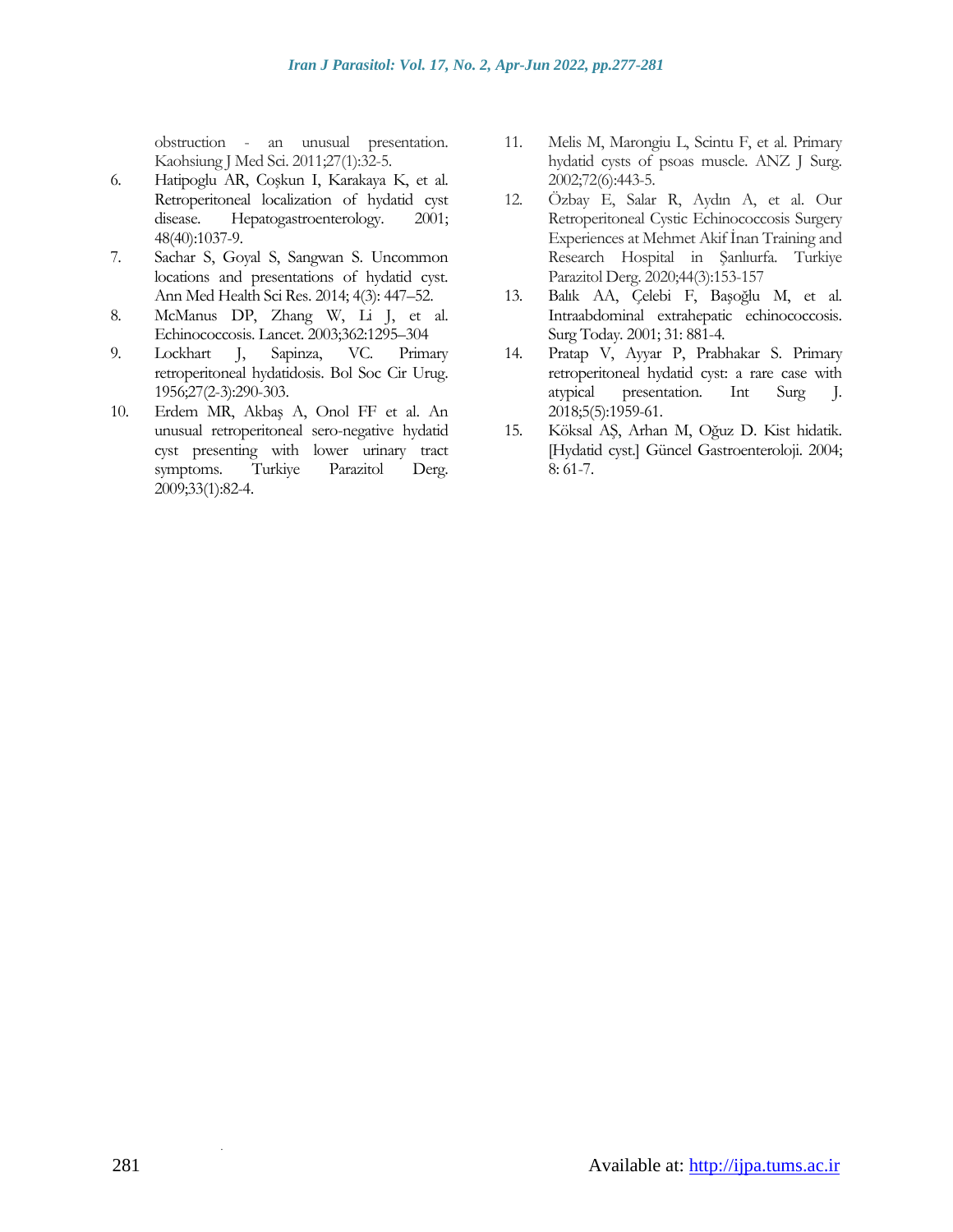obstruction - an unusual presentation. Kaohsiung J Med Sci. 2011;27(1):32-5.

6. Hatipoglu AR, Coşkun I, Karakaya K, et al. Retroperitoneal localization of hydatid cyst disease. Hepatogastroenterology. 2001; 48(40):1037-9.
7. Sachar S, Goyal S, Sangwan S. Uncommon locations and presentations of hydatid cyst. Ann Med Health Sci Res. 2014; 4(3): 447–52.
8. McManus DP, Zhang W, Li J, et al. Echinococcosis. Lancet. 2003;362:1295–304
9. Lockhart J, Sapinza, VC. Primary retroperitoneal hydatidosis. Bol Soc Cir Urug. 1956;27(2-3):290-303.
10. Erdem MR, Akbaş A, Onol FF et al. An unusual retroperitoneal sero-negative hydatid cyst presenting with lower urinary tract symptoms. Turkiye Parazitol Derg. 2009;33(1):82-4.
11. Melis M, Marongiu L, Scintu F, et al. Primary hydatid cysts of psoas muscle. ANZ J Surg. 2002;72(6):443-5.
12. Özbay E, Salar R, Aydın A, et al. Our Retroperitoneal Cystic Echinococcosis Surgery Experiences at Mehmet Akif İnan Training and Research Hospital in Şanlıurfa. Turkiye Parazitol Derg. 2020;44(3):153-157
13. Balık AA, Çelebi F, Başoğlu M, et al. Intraabdominal extrahepatic echinococcosis. Surg Today. 2001; 31: 881-4.
14. Pratap V, Ayyar P, Prabhakar S. Primary retroperitoneal hydatid cyst: a rare case with atypical presentation. Int Surg J. 2018;5(5):1959-61.
15. Köksal AŞ, Arhan M, Oğuz D. Kist hidatik. [Hydatid cyst.] Güncel Gastroenteroloji. 2004; 8: 61-7.